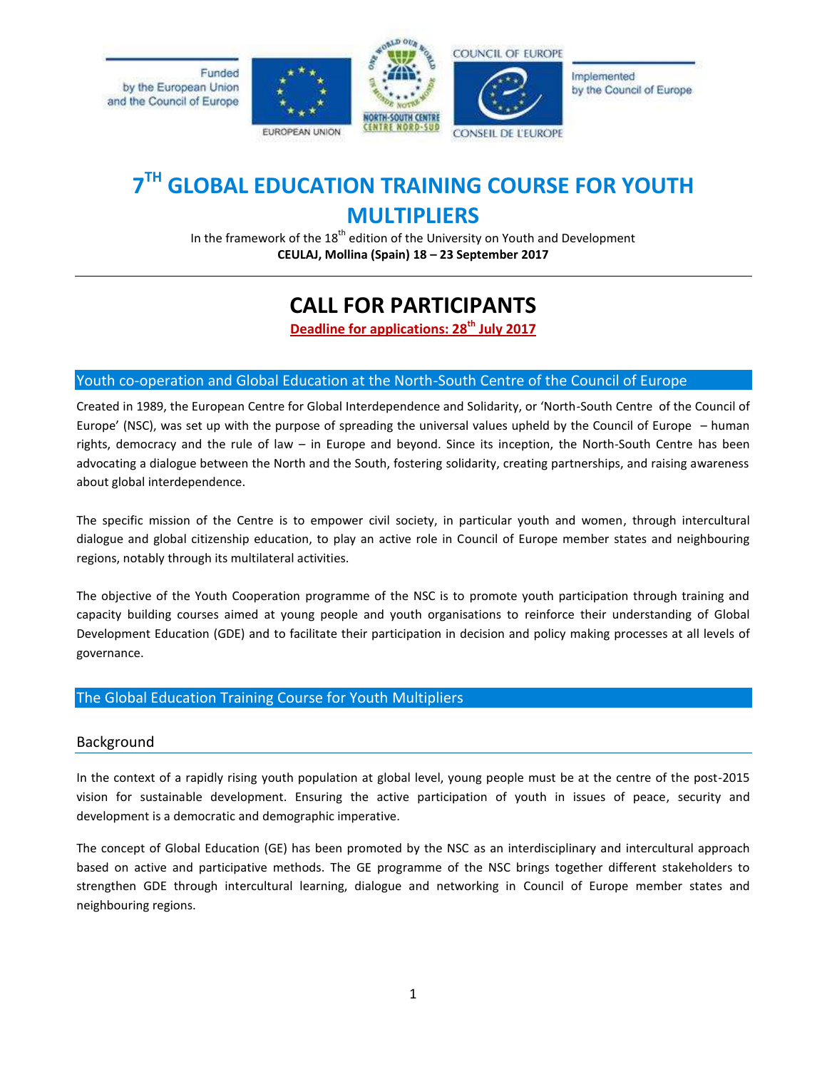Funded by the European Union and the Council of Europe

EUROPEAN UNION

NORTH-SOUTH CENTRE / CENTRE NORD-SUD

COUNCIL OF EUROPE / CONSEIL DE L'EUROPE

Implemented by the Council of Europe

# 7TH GLOBAL EDUCATION TRAINING COURSE FOR YOUTH MULTIPLIERS

In the framework of the 18th edition of the University on Youth and Development
**CEULAJ, Mollina (Spain) 18 – 23 September 2017**

---

# CALL FOR PARTICIPANTS

**Deadline for applications: 28th July 2017**

## Youth co-operation and Global Education at the North-South Centre of the Council of Europe

Created in 1989, the European Centre for Global Interdependence and Solidarity, or 'North-South Centre of the Council of Europe' (NSC), was set up with the purpose of spreading the universal values upheld by the Council of Europe – human rights, democracy and the rule of law – in Europe and beyond. Since its inception, the North-South Centre has been advocating a dialogue between the North and the South, fostering solidarity, creating partnerships, and raising awareness about global interdependence.

The specific mission of the Centre is to empower civil society, in particular youth and women, through intercultural dialogue and global citizenship education, to play an active role in Council of Europe member states and neighbouring regions, notably through its multilateral activities.

The objective of the Youth Cooperation programme of the NSC is to promote youth participation through training and capacity building courses aimed at young people and youth organisations to reinforce their understanding of Global Development Education (GDE) and to facilitate their participation in decision and policy making processes at all levels of governance.

## The Global Education Training Course for Youth Multipliers

### Background

In the context of a rapidly rising youth population at global level, young people must be at the centre of the post-2015 vision for sustainable development. Ensuring the active participation of youth in issues of peace, security and development is a democratic and demographic imperative.

The concept of Global Education (GE) has been promoted by the NSC as an interdisciplinary and intercultural approach based on active and participative methods. The GE programme of the NSC brings together different stakeholders to strengthen GDE through intercultural learning, dialogue and networking in Council of Europe member states and neighbouring regions.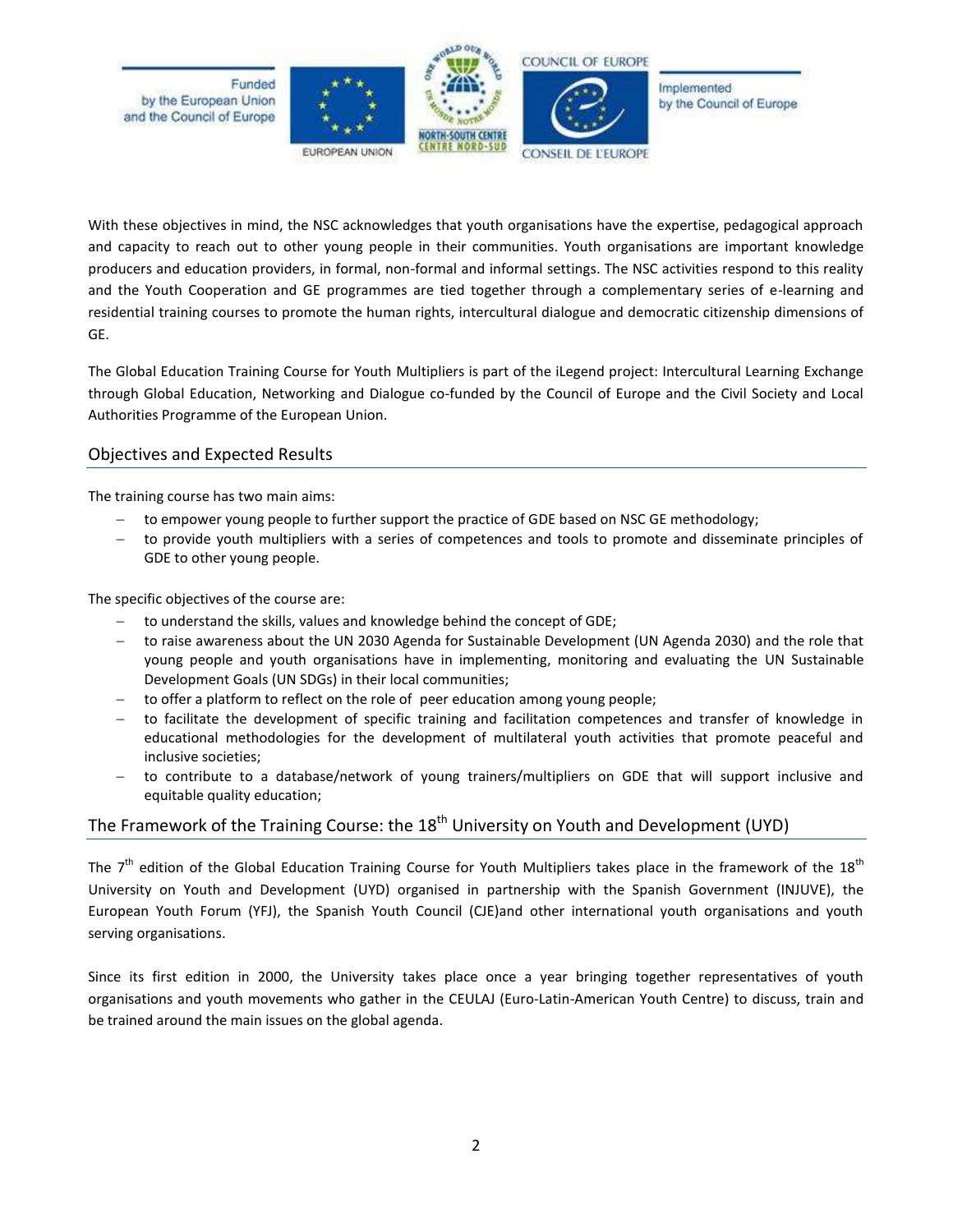With these objectives in mind, the NSC acknowledges that youth organisations have the expertise, pedagogical approach and capacity to reach out to other young people in their communities. Youth organisations are important knowledge producers and education providers, in formal, non-formal and informal settings. The NSC activities respond to this reality and the Youth Cooperation and GE programmes are tied together through a complementary series of e-learning and residential training courses to promote the human rights, intercultural dialogue and democratic citizenship dimensions of GE.

The Global Education Training Course for Youth Multipliers is part of the iLegend project: Intercultural Learning Exchange through Global Education, Networking and Dialogue co-funded by the Council of Europe and the Civil Society and Local Authorities Programme of the European Union.

## Objectives and Expected Results

The training course has two main aims:

- to empower young people to further support the practice of GDE based on NSC GE methodology;
- to provide youth multipliers with a series of competences and tools to promote and disseminate principles of GDE to other young people.

The specific objectives of the course are:

- to understand the skills, values and knowledge behind the concept of GDE;
- to raise awareness about the UN 2030 Agenda for Sustainable Development (UN Agenda 2030) and the role that young people and youth organisations have in implementing, monitoring and evaluating the UN Sustainable Development Goals (UN SDGs) in their local communities;
- to offer a platform to reflect on the role of peer education among young people;
- to facilitate the development of specific training and facilitation competences and transfer of knowledge in educational methodologies for the development of multilateral youth activities that promote peaceful and inclusive societies;
- to contribute to a database/network of young trainers/multipliers on GDE that will support inclusive and equitable quality education;

## The Framework of the Training Course: the 18th University on Youth and Development (UYD)

The 7th edition of the Global Education Training Course for Youth Multipliers takes place in the framework of the 18th University on Youth and Development (UYD) organised in partnership with the Spanish Government (INJUVE), the European Youth Forum (YFJ), the Spanish Youth Council (CJE)and other international youth organisations and youth serving organisations.

Since its first edition in 2000, the University takes place once a year bringing together representatives of youth organisations and youth movements who gather in the CEULAJ (Euro-Latin-American Youth Centre) to discuss, train and be trained around the main issues on the global agenda.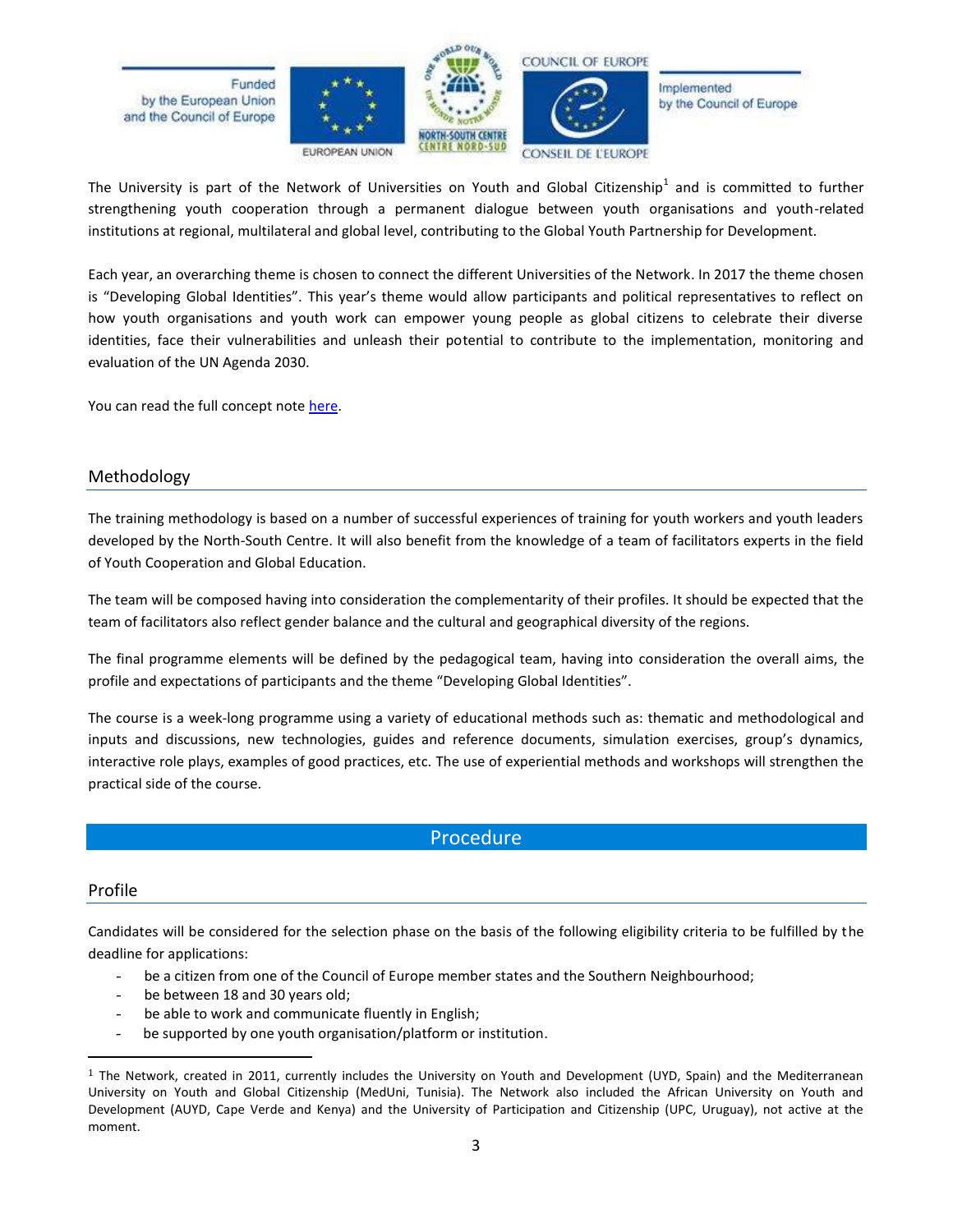Funded by the European Union and the Council of Europe

Implemented by the Council of Europe

The University is part of the Network of Universities on Youth and Global Citizenship[1] and is committed to further strengthening youth cooperation through a permanent dialogue between youth organisations and youth-related institutions at regional, multilateral and global level, contributing to the Global Youth Partnership for Development.

Each year, an overarching theme is chosen to connect the different Universities of the Network. In 2017 the theme chosen is "Developing Global Identities". This year's theme would allow participants and political representatives to reflect on how youth organisations and youth work can empower young people as global citizens to celebrate their diverse identities, face their vulnerabilities and unleash their potential to contribute to the implementation, monitoring and evaluation of the UN Agenda 2030.

You can read the full concept note here.

## Methodology

The training methodology is based on a number of successful experiences of training for youth workers and youth leaders developed by the North-South Centre. It will also benefit from the knowledge of a team of facilitators experts in the field of Youth Cooperation and Global Education.

The team will be composed having into consideration the complementarity of their profiles. It should be expected that the team of facilitators also reflect gender balance and the cultural and geographical diversity of the regions.

The final programme elements will be defined by the pedagogical team, having into consideration the overall aims, the profile and expectations of participants and the theme "Developing Global Identities".

The course is a week-long programme using a variety of educational methods such as: thematic and methodological and inputs and discussions, new technologies, guides and reference documents, simulation exercises, group's dynamics, interactive role plays, examples of good practices, etc. The use of experiential methods and workshops will strengthen the practical side of the course.

# Procedure

## Profile

Candidates will be considered for the selection phase on the basis of the following eligibility criteria to be fulfilled by the deadline for applications:

- be a citizen from one of the Council of Europe member states and the Southern Neighbourhood;
- be between 18 and 30 years old;
- be able to work and communicate fluently in English;
- be supported by one youth organisation/platform or institution.

---

[1] The Network, created in 2011, currently includes the University on Youth and Development (UYD, Spain) and the Mediterranean University on Youth and Global Citizenship (MedUni, Tunisia). The Network also included the African University on Youth and Development (AUYD, Cape Verde and Kenya) and the University of Participation and Citizenship (UPC, Uruguay), not active at the moment.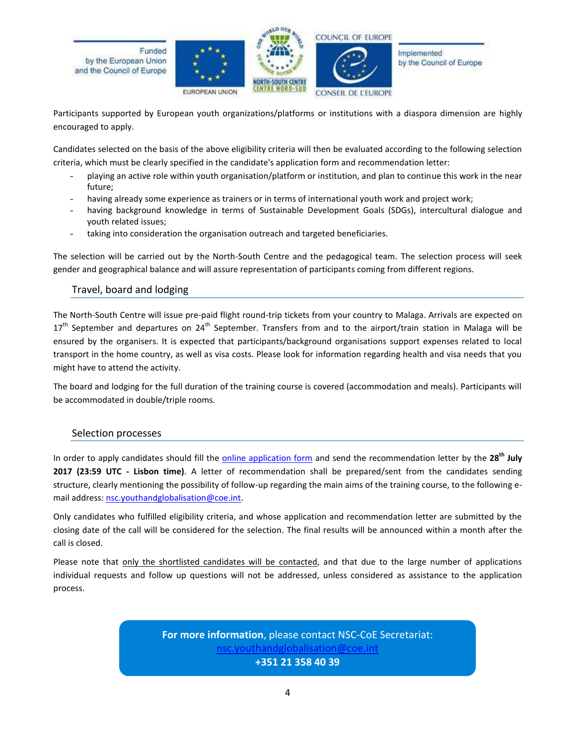Participants supported by European youth organizations/platforms or institutions with a diaspora dimension are highly encouraged to apply.

Candidates selected on the basis of the above eligibility criteria will then be evaluated according to the following selection criteria, which must be clearly specified in the candidate's application form and recommendation letter:

- playing an active role within youth organisation/platform or institution, and plan to continue this work in the near future;
- having already some experience as trainers or in terms of international youth work and project work;
- having background knowledge in terms of Sustainable Development Goals (SDGs), intercultural dialogue and youth related issues;
- taking into consideration the organisation outreach and targeted beneficiaries.

The selection will be carried out by the North-South Centre and the pedagogical team. The selection process will seek gender and geographical balance and will assure representation of participants coming from different regions.

## Travel, board and lodging

The North-South Centre will issue pre-paid flight round-trip tickets from your country to Malaga. Arrivals are expected on 17th September and departures on 24th September. Transfers from and to the airport/train station in Malaga will be ensured by the organisers. It is expected that participants/background organisations support expenses related to local transport in the home country, as well as visa costs. Please look for information regarding health and visa needs that you might have to attend the activity.

The board and lodging for the full duration of the training course is covered (accommodation and meals). Participants will be accommodated in double/triple rooms.

## Selection processes

In order to apply candidates should fill the online application form and send the recommendation letter by the **28th July 2017 (23:59 UTC - Lisbon time)**. A letter of recommendation shall be prepared/sent from the candidates sending structure, clearly mentioning the possibility of follow-up regarding the main aims of the training course, to the following e-mail address: nsc.youthandglobalisation@coe.int.

Only candidates who fulfilled eligibility criteria, and whose application and recommendation letter are submitted by the closing date of the call will be considered for the selection. The final results will be announced within a month after the call is closed.

Please note that only the shortlisted candidates will be contacted, and that due to the large number of applications individual requests and follow up questions will not be addressed, unless considered as assistance to the application process.

**For more information**, please contact NSC-CoE Secretariat:
nsc.youthandglobalisation@coe.int
**+351 21 358 40 39**